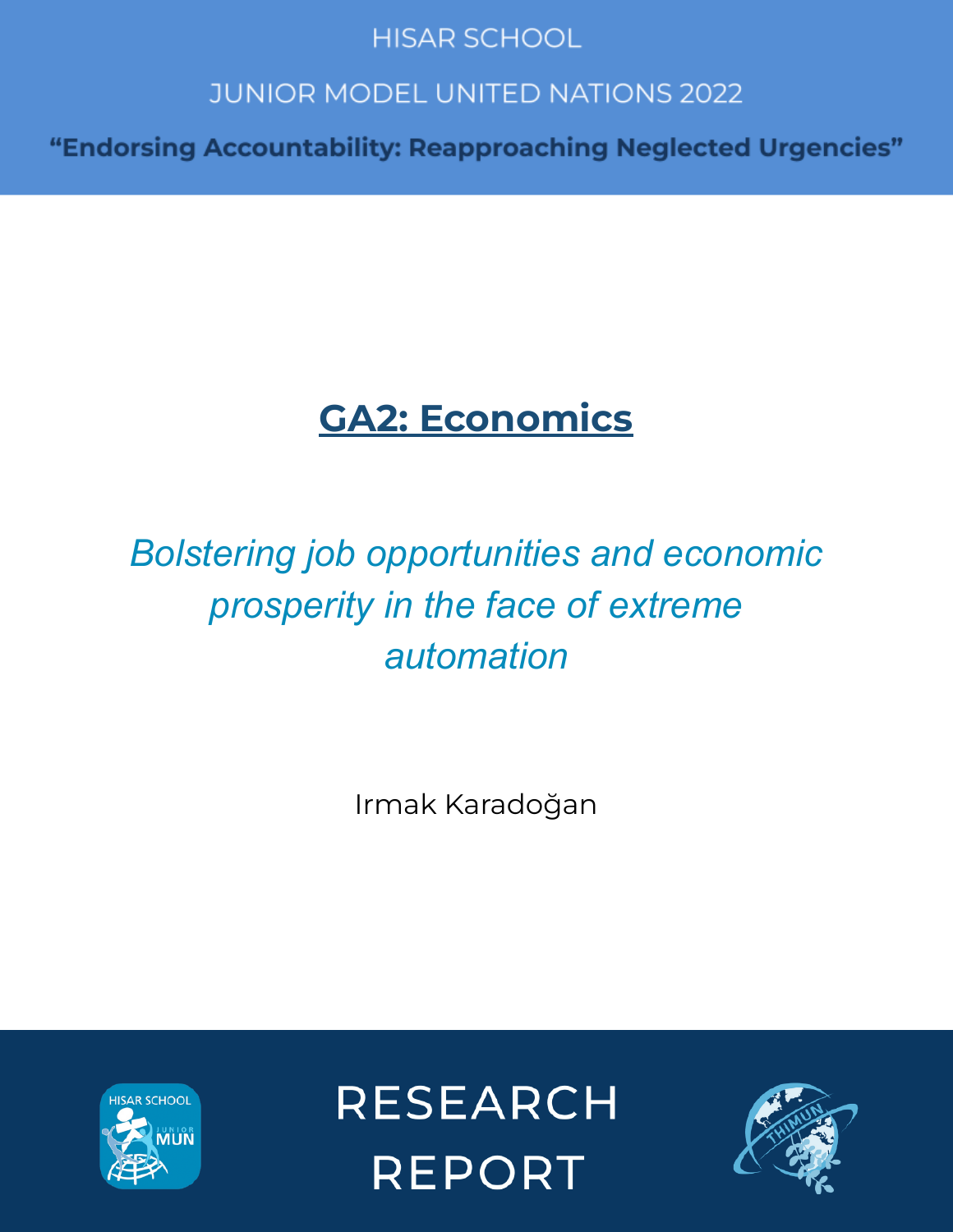HISAR SCHOOL

JUNIOR MODEL UNITED NATIONS 2022

**“Endorsing Accountability: Reapproaching Neglected Urgencies”**

# GA2: Economics

*Bolstering job opportunities and economic prosperity in the face of extreme automation*

Irmak Karadoğan

RESEARCH REPORT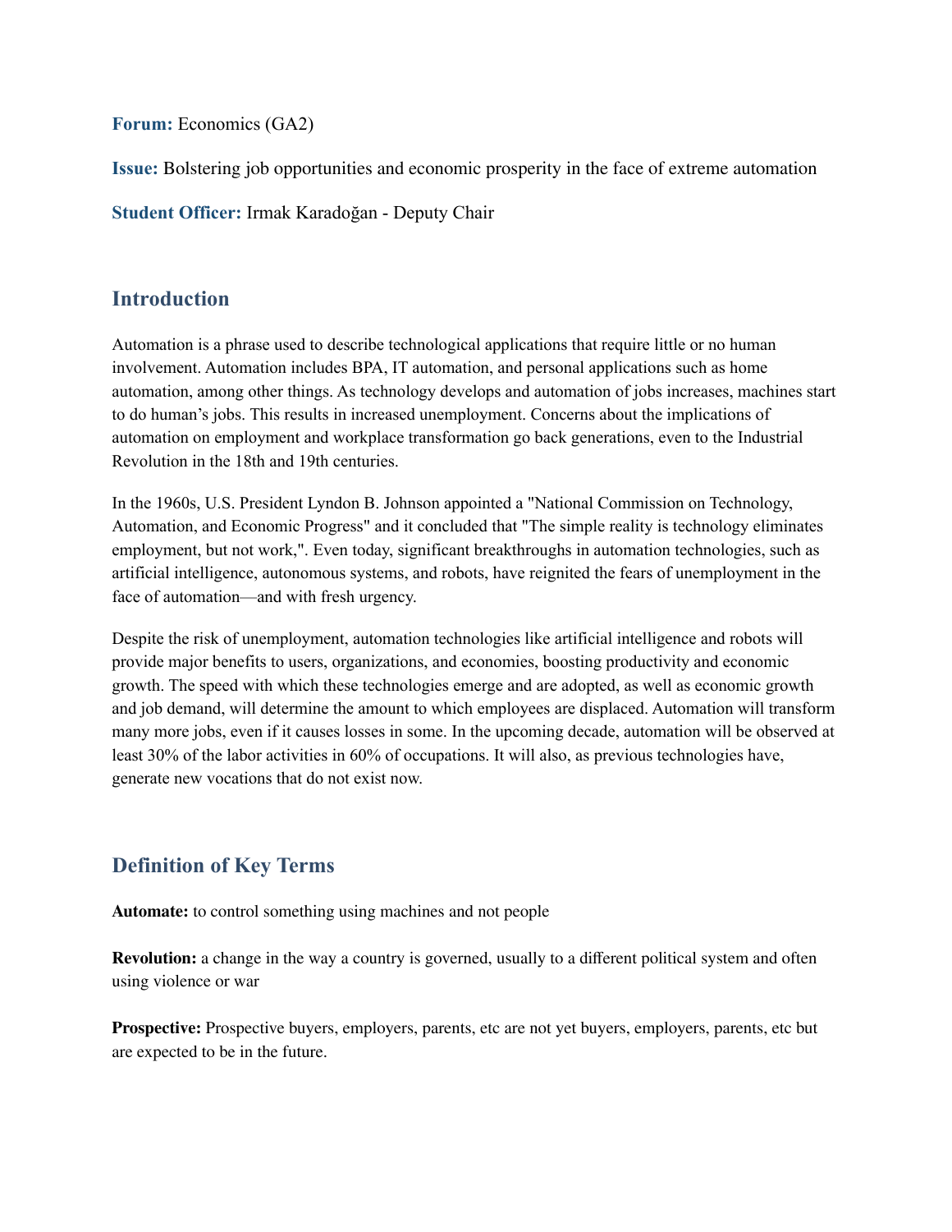**Forum:** Economics (GA2)

**Issue:** Bolstering job opportunities and economic prosperity in the face of extreme automation

**Student Officer:** Irmak Karadoğan - Deputy Chair

## Introduction

Automation is a phrase used to describe technological applications that require little or no human involvement. Automation includes BPA, IT automation, and personal applications such as home automation, among other things. As technology develops and automation of jobs increases, machines start to do human's jobs. This results in increased unemployment. Concerns about the implications of automation on employment and workplace transformation go back generations, even to the Industrial Revolution in the 18th and 19th centuries.

In the 1960s, U.S. President Lyndon B. Johnson appointed a "National Commission on Technology, Automation, and Economic Progress" and it concluded that "The simple reality is technology eliminates employment, but not work,". Even today, significant breakthroughs in automation technologies, such as artificial intelligence, autonomous systems, and robots, have reignited the fears of unemployment in the face of automation—and with fresh urgency.

Despite the risk of unemployment, automation technologies like artificial intelligence and robots will provide major benefits to users, organizations, and economies, boosting productivity and economic growth. The speed with which these technologies emerge and are adopted, as well as economic growth and job demand, will determine the amount to which employees are displaced. Automation will transform many more jobs, even if it causes losses in some. In the upcoming decade, automation will be observed at least 30% of the labor activities in 60% of occupations. It will also, as previous technologies have, generate new vocations that do not exist now.

## Definition of Key Terms

**Automate:** to control something using machines and not people

**Revolution:** a change in the way a country is governed, usually to a different political system and often using violence or war

**Prospective:** Prospective buyers, employers, parents, etc are not yet buyers, employers, parents, etc but are expected to be in the future.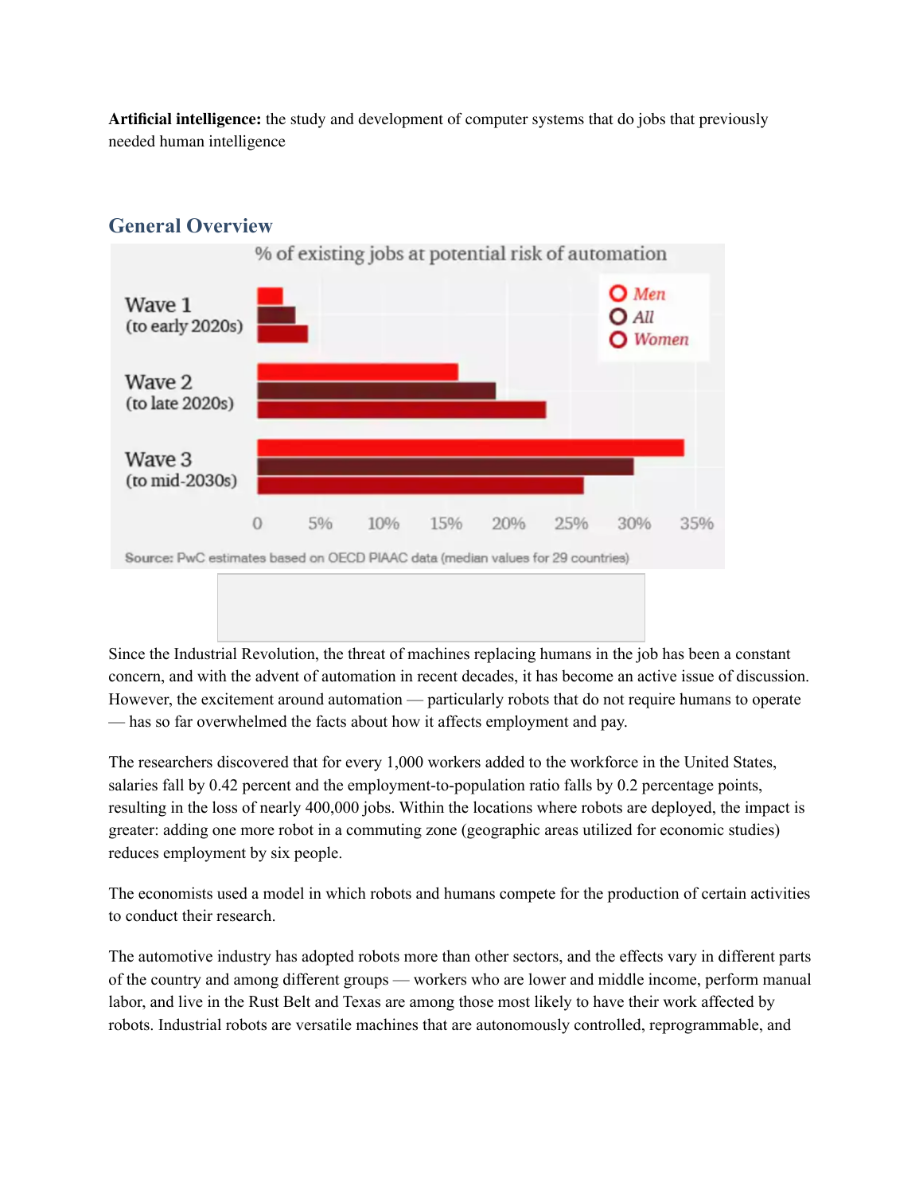**Artificial intelligence:** the study and development of computer systems that do jobs that previously needed human intelligence

## General Overview

Since the Industrial Revolution, the threat of machines replacing humans in the job has been a constant concern, and with the advent of automation in recent decades, it has become an active issue of discussion. However, the excitement around automation — particularly robots that do not require humans to operate — has so far overwhelmed the facts about how it affects employment and pay.

The researchers discovered that for every 1,000 workers added to the workforce in the United States, salaries fall by 0.42 percent and the employment-to-population ratio falls by 0.2 percentage points, resulting in the loss of nearly 400,000 jobs. Within the locations where robots are deployed, the impact is greater: adding one more robot in a commuting zone (geographic areas utilized for economic studies) reduces employment by six people.

The economists used a model in which robots and humans compete for the production of certain activities to conduct their research.

The automotive industry has adopted robots more than other sectors, and the effects vary in different parts of the country and among different groups — workers who are lower and middle income, perform manual labor, and live in the Rust Belt and Texas are among those most likely to have their work affected by robots. Industrial robots are versatile machines that are autonomously controlled, reprogrammable, and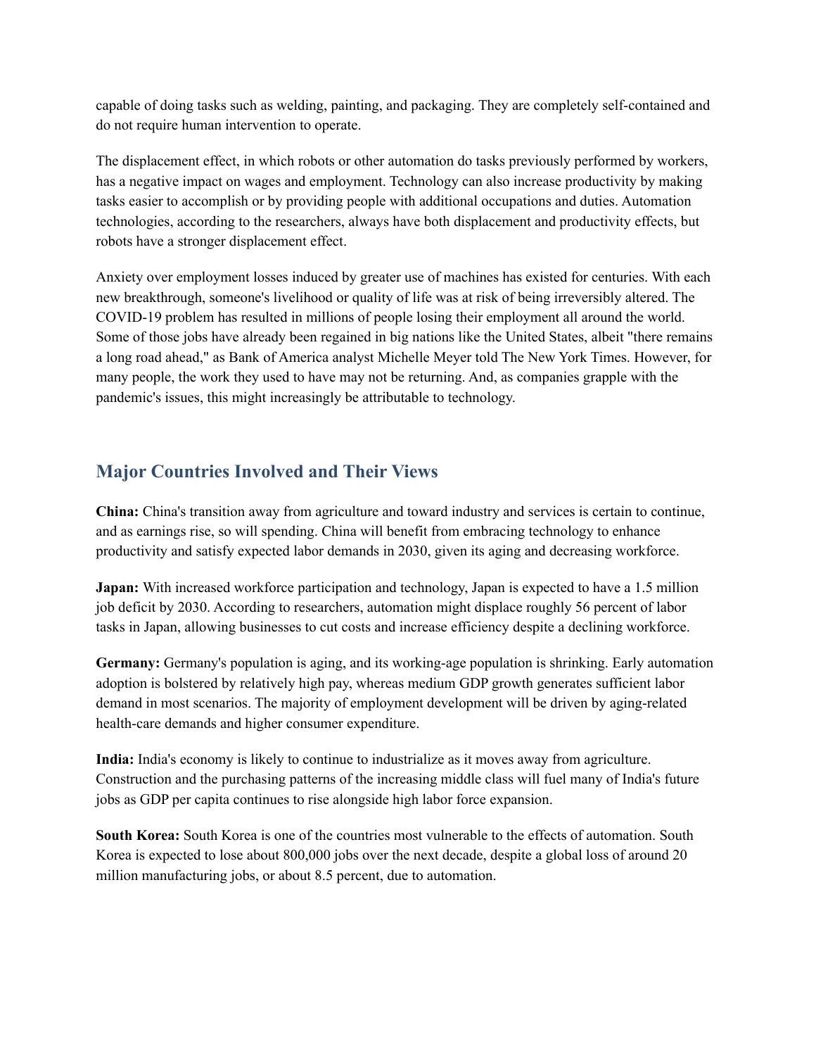capable of doing tasks such as welding, painting, and packaging. They are completely self-contained and do not require human intervention to operate.

The displacement effect, in which robots or other automation do tasks previously performed by workers, has a negative impact on wages and employment. Technology can also increase productivity by making tasks easier to accomplish or by providing people with additional occupations and duties. Automation technologies, according to the researchers, always have both displacement and productivity effects, but robots have a stronger displacement effect.

Anxiety over employment losses induced by greater use of machines has existed for centuries. With each new breakthrough, someone's livelihood or quality of life was at risk of being irreversibly altered. The COVID-19 problem has resulted in millions of people losing their employment all around the world. Some of those jobs have already been regained in big nations like the United States, albeit "there remains a long road ahead," as Bank of America analyst Michelle Meyer told The New York Times. However, for many people, the work they used to have may not be returning. And, as companies grapple with the pandemic's issues, this might increasingly be attributable to technology.

## Major Countries Involved and Their Views

**China:** China's transition away from agriculture and toward industry and services is certain to continue, and as earnings rise, so will spending. China will benefit from embracing technology to enhance productivity and satisfy expected labor demands in 2030, given its aging and decreasing workforce.

**Japan:** With increased workforce participation and technology, Japan is expected to have a 1.5 million job deficit by 2030. According to researchers, automation might displace roughly 56 percent of labor tasks in Japan, allowing businesses to cut costs and increase efficiency despite a declining workforce.

**Germany:** Germany's population is aging, and its working-age population is shrinking. Early automation adoption is bolstered by relatively high pay, whereas medium GDP growth generates sufficient labor demand in most scenarios. The majority of employment development will be driven by aging-related health-care demands and higher consumer expenditure.

**India:** India's economy is likely to continue to industrialize as it moves away from agriculture. Construction and the purchasing patterns of the increasing middle class will fuel many of India's future jobs as GDP per capita continues to rise alongside high labor force expansion.

**South Korea:** South Korea is one of the countries most vulnerable to the effects of automation. South Korea is expected to lose about 800,000 jobs over the next decade, despite a global loss of around 20 million manufacturing jobs, or about 8.5 percent, due to automation.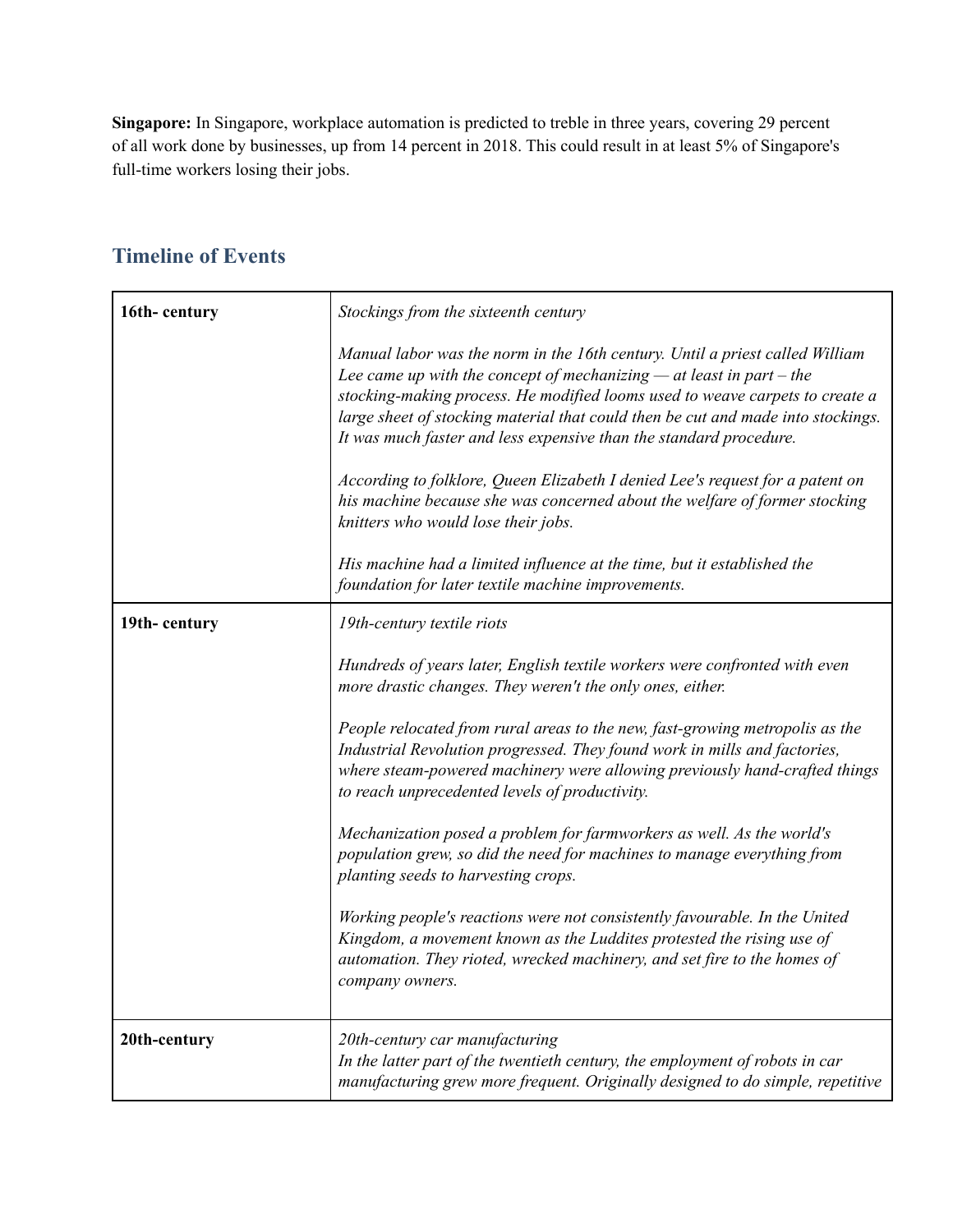**Singapore:** In Singapore, workplace automation is predicted to treble in three years, covering 29 percent of all work done by businesses, up from 14 percent in 2018. This could result in at least 5% of Singapore's full-time workers losing their jobs.

## Timeline of Events

| | |
|---|---|
| **16th- century** | *Stockings from the sixteenth century*<br><br>*Manual labor was the norm in the 16th century. Until a priest called William Lee came up with the concept of mechanizing — at least in part – the stocking-making process. He modified looms used to weave carpets to create a large sheet of stocking material that could then be cut and made into stockings. It was much faster and less expensive than the standard procedure.*<br><br>*According to folklore, Queen Elizabeth I denied Lee's request for a patent on his machine because she was concerned about the welfare of former stocking knitters who would lose their jobs.*<br><br>*His machine had a limited influence at the time, but it established the foundation for later textile machine improvements.* |
| **19th- century** | *19th-century textile riots*<br><br>*Hundreds of years later, English textile workers were confronted with even more drastic changes. They weren't the only ones, either.*<br><br>*People relocated from rural areas to the new, fast-growing metropolis as the Industrial Revolution progressed. They found work in mills and factories, where steam-powered machinery were allowing previously hand-crafted things to reach unprecedented levels of productivity.*<br><br>*Mechanization posed a problem for farmworkers as well. As the world's population grew, so did the need for machines to manage everything from planting seeds to harvesting crops.*<br><br>*Working people's reactions were not consistently favourable. In the United Kingdom, a movement known as the Luddites protested the rising use of automation. They rioted, wrecked machinery, and set fire to the homes of company owners.* |
| **20th-century** | *20th-century car manufacturing*<br>*In the latter part of the twentieth century, the employment of robots in car manufacturing grew more frequent. Originally designed to do simple, repetitive* |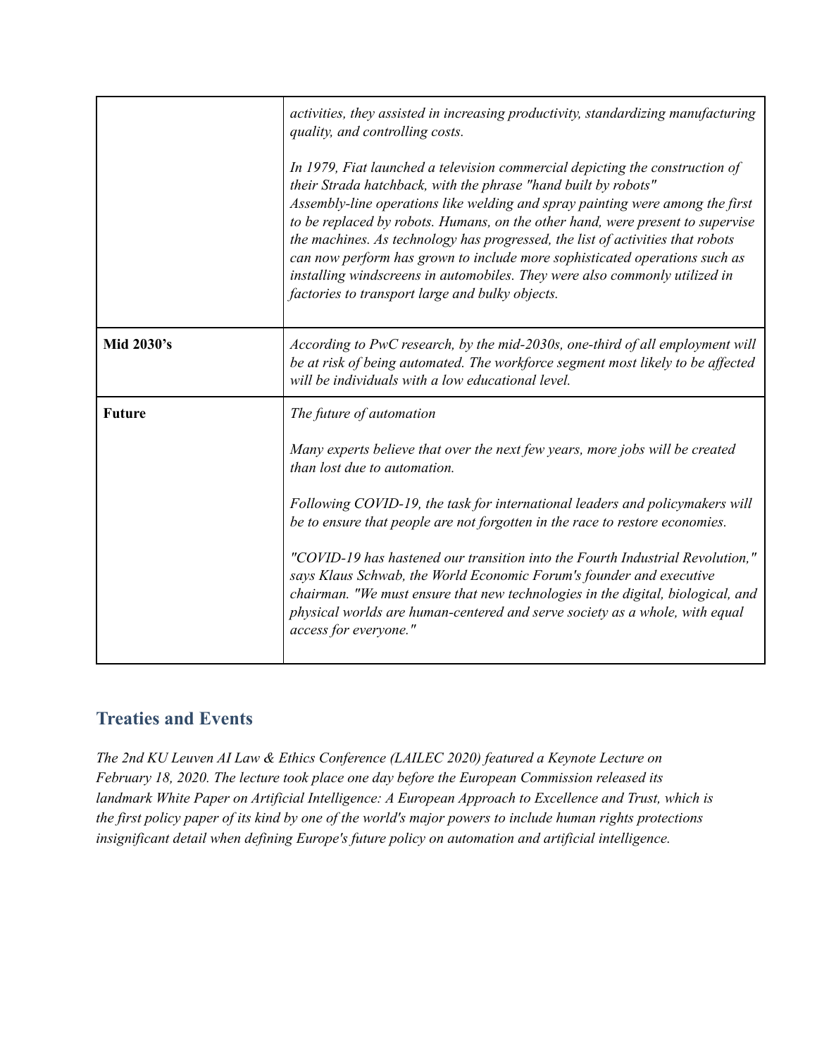| | |
|---|---|
| | *activities, they assisted in increasing productivity, standardizing manufacturing quality, and controlling costs.*<br><br>*In 1979, Fiat launched a television commercial depicting the construction of their Strada hatchback, with the phrase "hand built by robots" Assembly-line operations like welding and spray painting were among the first to be replaced by robots. Humans, on the other hand, were present to supervise the machines. As technology has progressed, the list of activities that robots can now perform has grown to include more sophisticated operations such as installing windscreens in automobiles. They were also commonly utilized in factories to transport large and bulky objects.* |
| **Mid 2030's** | *According to PwC research, by the mid-2030s, one-third of all employment will be at risk of being automated. The workforce segment most likely to be affected will be individuals with a low educational level.* |
| **Future** | *The future of automation*<br><br>*Many experts believe that over the next few years, more jobs will be created than lost due to automation.*<br><br>*Following COVID-19, the task for international leaders and policymakers will be to ensure that people are not forgotten in the race to restore economies.*<br><br>*"COVID-19 has hastened our transition into the Fourth Industrial Revolution," says Klaus Schwab, the World Economic Forum's founder and executive chairman. "We must ensure that new technologies in the digital, biological, and physical worlds are human-centered and serve society as a whole, with equal access for everyone."* |

## Treaties and Events

*The 2nd KU Leuven AI Law & Ethics Conference (LAILEC 2020) featured a Keynote Lecture on February 18, 2020. The lecture took place one day before the European Commission released its landmark White Paper on Artificial Intelligence: A European Approach to Excellence and Trust, which is the first policy paper of its kind by one of the world's major powers to include human rights protections insignificant detail when defining Europe's future policy on automation and artificial intelligence.*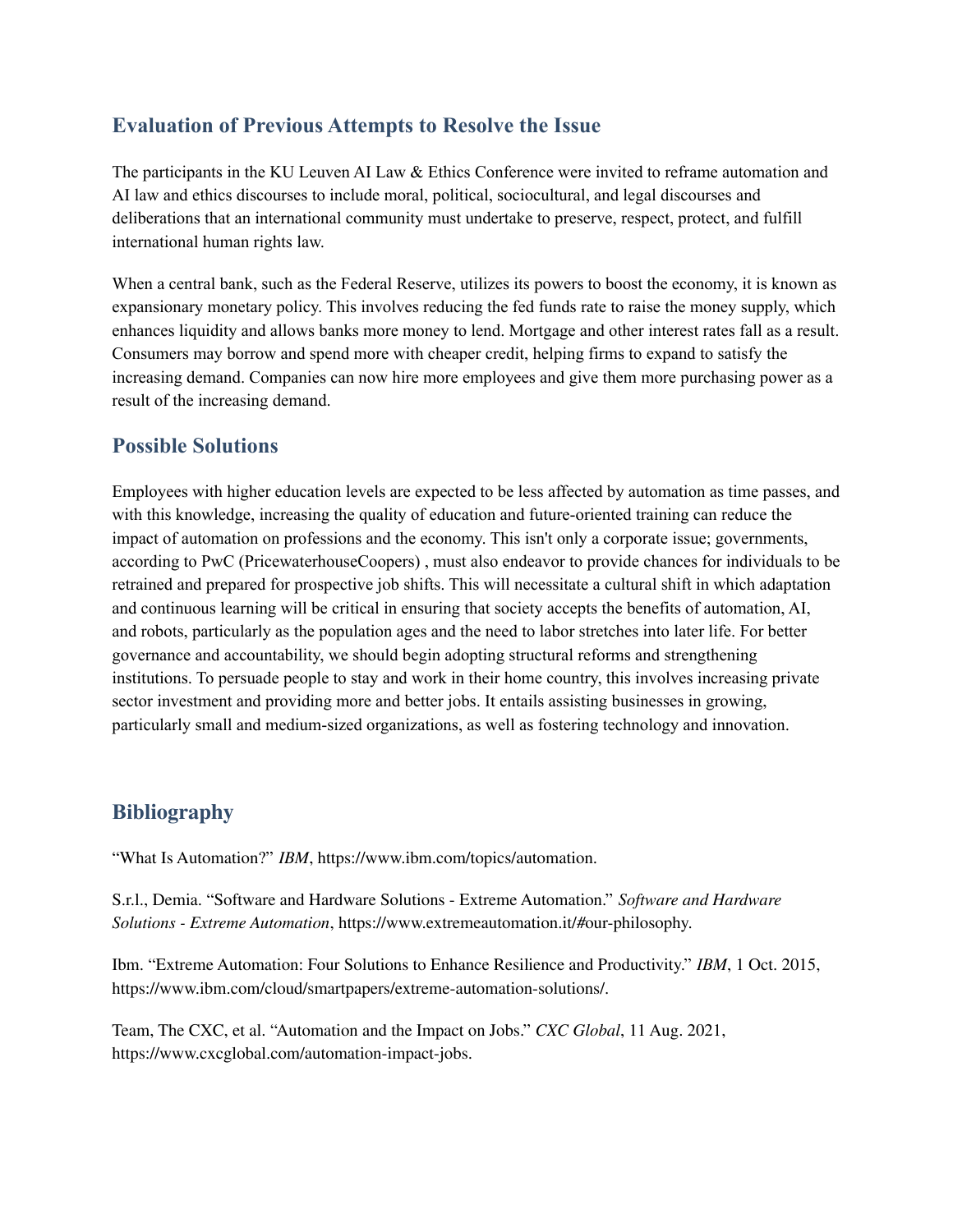## Evaluation of Previous Attempts to Resolve the Issue

The participants in the KU Leuven AI Law & Ethics Conference were invited to reframe automation and AI law and ethics discourses to include moral, political, sociocultural, and legal discourses and deliberations that an international community must undertake to preserve, respect, protect, and fulfill international human rights law.

When a central bank, such as the Federal Reserve, utilizes its powers to boost the economy, it is known as expansionary monetary policy. This involves reducing the fed funds rate to raise the money supply, which enhances liquidity and allows banks more money to lend. Mortgage and other interest rates fall as a result. Consumers may borrow and spend more with cheaper credit, helping firms to expand to satisfy the increasing demand. Companies can now hire more employees and give them more purchasing power as a result of the increasing demand.

## Possible Solutions

Employees with higher education levels are expected to be less affected by automation as time passes, and with this knowledge, increasing the quality of education and future-oriented training can reduce the impact of automation on professions and the economy. This isn't only a corporate issue; governments, according to PwC (PricewaterhouseCoopers) , must also endeavor to provide chances for individuals to be retrained and prepared for prospective job shifts. This will necessitate a cultural shift in which adaptation and continuous learning will be critical in ensuring that society accepts the benefits of automation, AI, and robots, particularly as the population ages and the need to labor stretches into later life. For better governance and accountability, we should begin adopting structural reforms and strengthening institutions. To persuade people to stay and work in their home country, this involves increasing private sector investment and providing more and better jobs. It entails assisting businesses in growing, particularly small and medium-sized organizations, as well as fostering technology and innovation.

## Bibliography

"What Is Automation?" *IBM*, https://www.ibm.com/topics/automation.

S.r.l., Demia. "Software and Hardware Solutions - Extreme Automation." *Software and Hardware Solutions - Extreme Automation*, https://www.extremeautomation.it/#our-philosophy.

Ibm. "Extreme Automation: Four Solutions to Enhance Resilience and Productivity." *IBM*, 1 Oct. 2015, https://www.ibm.com/cloud/smartpapers/extreme-automation-solutions/.

Team, The CXC, et al. "Automation and the Impact on Jobs." *CXC Global*, 11 Aug. 2021, https://www.cxcglobal.com/automation-impact-jobs.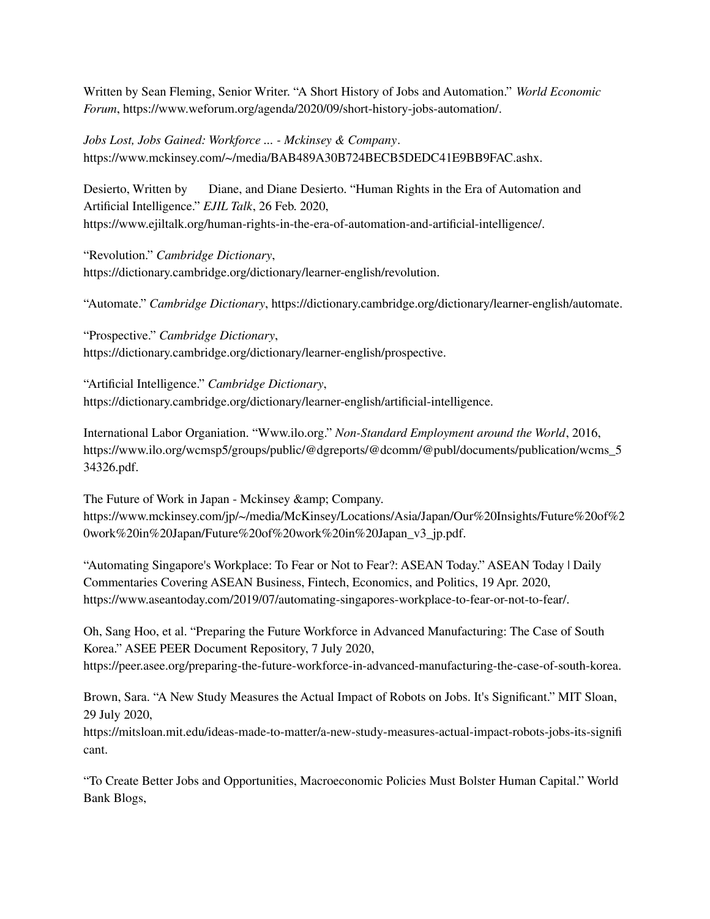Written by Sean Fleming, Senior Writer. "A Short History of Jobs and Automation." *World Economic Forum*, https://www.weforum.org/agenda/2020/09/short-history-jobs-automation/.

*Jobs Lost, Jobs Gained: Workforce ... - Mckinsey & Company*. https://www.mckinsey.com/~/media/BAB489A30B724BECB5DEDC41E9BB9FAC.ashx.

Desierto, Written by  Diane, and Diane Desierto. "Human Rights in the Era of Automation and Artificial Intelligence." *EJIL Talk*, 26 Feb. 2020, https://www.ejiltalk.org/human-rights-in-the-era-of-automation-and-artificial-intelligence/.

"Revolution." *Cambridge Dictionary*, https://dictionary.cambridge.org/dictionary/learner-english/revolution.

"Automate." *Cambridge Dictionary*, https://dictionary.cambridge.org/dictionary/learner-english/automate.

"Prospective." *Cambridge Dictionary*, https://dictionary.cambridge.org/dictionary/learner-english/prospective.

"Artificial Intelligence." *Cambridge Dictionary*, https://dictionary.cambridge.org/dictionary/learner-english/artificial-intelligence.

International Labor Organiation. "Www.ilo.org." *Non-Standard Employment around the World*, 2016, https://www.ilo.org/wcmsp5/groups/public/@dgreports/@dcomm/@publ/documents/publication/wcms_534326.pdf.

The Future of Work in Japan - Mckinsey &amp; Company. https://www.mckinsey.com/jp/~/media/McKinsey/Locations/Asia/Japan/Our%20Insights/Future%20of%20work%20in%20Japan/Future%20of%20work%20in%20Japan_v3_jp.pdf.

"Automating Singapore's Workplace: To Fear or Not to Fear?: ASEAN Today." ASEAN Today | Daily Commentaries Covering ASEAN Business, Fintech, Economics, and Politics, 19 Apr. 2020, https://www.aseantoday.com/2019/07/automating-singapores-workplace-to-fear-or-not-to-fear/.

Oh, Sang Hoo, et al. "Preparing the Future Workforce in Advanced Manufacturing: The Case of South Korea." ASEE PEER Document Repository, 7 July 2020, https://peer.asee.org/preparing-the-future-workforce-in-advanced-manufacturing-the-case-of-south-korea.

Brown, Sara. "A New Study Measures the Actual Impact of Robots on Jobs. It's Significant." MIT Sloan, 29 July 2020, https://mitsloan.mit.edu/ideas-made-to-matter/a-new-study-measures-actual-impact-robots-jobs-its-significant.

"To Create Better Jobs and Opportunities, Macroeconomic Policies Must Bolster Human Capital." World Bank Blogs,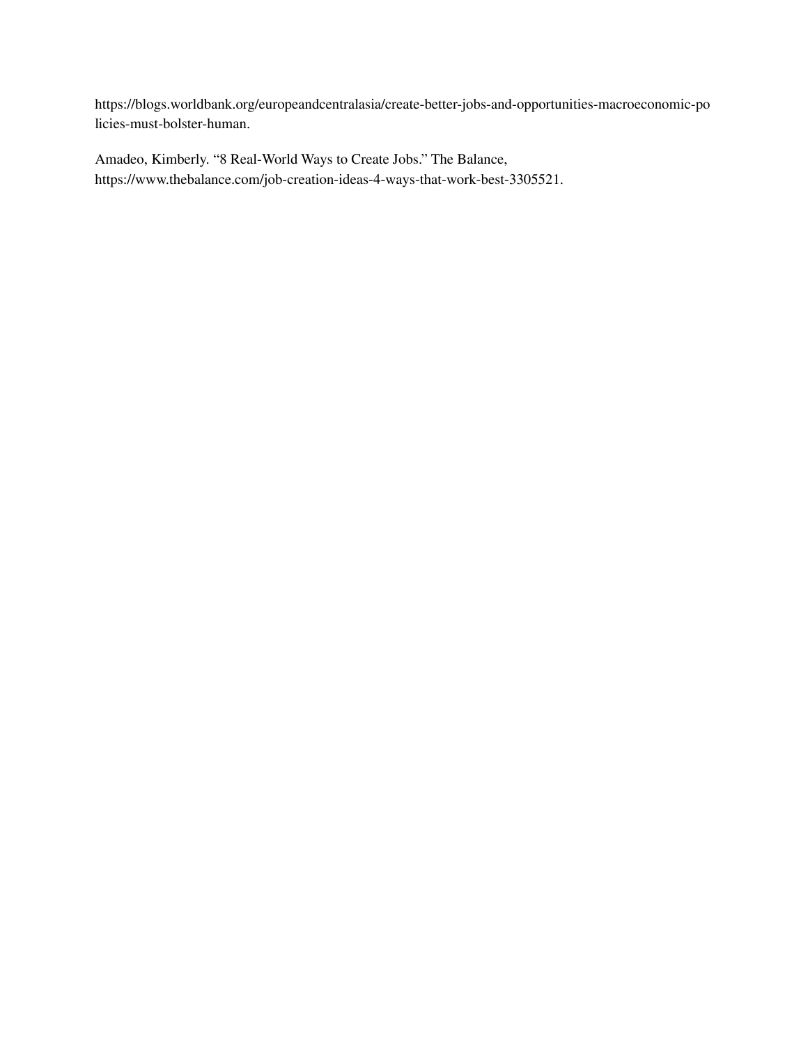https://blogs.worldbank.org/europeandcentralasia/create-better-jobs-and-opportunities-macroeconomic-policies-must-bolster-human.

Amadeo, Kimberly. "8 Real-World Ways to Create Jobs." The Balance, https://www.thebalance.com/job-creation-ideas-4-ways-that-work-best-3305521.